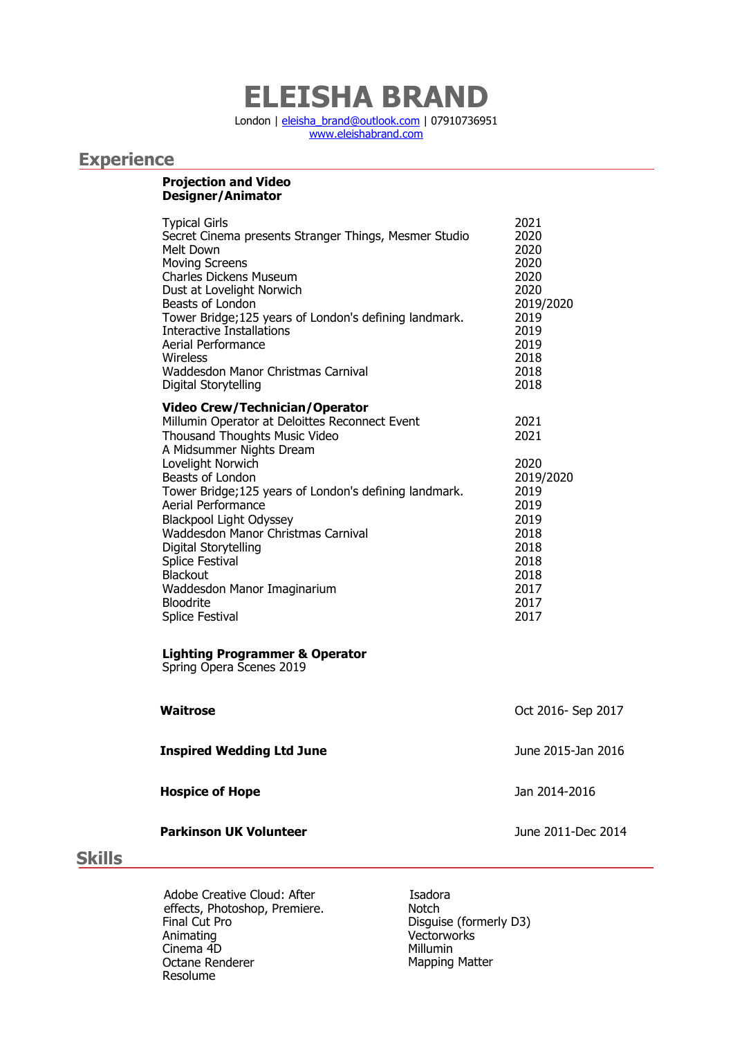# ELEISHA BRAND

London | eleisha_brand@outlook.com | 07910736951
www.eleishabrand.com

## Experience

**Projection and Video Designer/Animator**

| | |
|---|---|
| Typical Girls | 2021 |
| Secret Cinema presents Stranger Things, Mesmer Studio | 2020 |
| Melt Down | 2020 |
| Moving Screens | 2020 |
| Charles Dickens Museum | 2020 |
| Dust at Lovelight Norwich | 2020 |
| Beasts of London | 2019/2020 |
| Tower Bridge;125 years of London's defining landmark. | 2019 |
| Interactive Installations | 2019 |
| Aerial Performance | 2019 |
| Wireless | 2018 |
| Waddesdon Manor Christmas Carnival | 2018 |
| Digital Storytelling | 2018 |

**Video Crew/Technician/Operator**

| | |
|---|---|
| Millumin Operator at Deloittes Reconnect Event | 2021 |
| Thousand Thoughts Music Video | 2021 |
| A Midsummer Nights Dream | |
| Lovelight Norwich | 2020 |
| Beasts of London | 2019/2020 |
| Tower Bridge;125 years of London's defining landmark. | 2019 |
| Aerial Performance | 2019 |
| Blackpool Light Odyssey | 2019 |
| Waddesdon Manor Christmas Carnival | 2018 |
| Digital Storytelling | 2018 |
| Splice Festival | 2018 |
| Blackout | 2018 |
| Waddesdon Manor Imaginarium | 2017 |
| Bloodrite | 2017 |
| Splice Festival | 2017 |

**Lighting Programmer & Operator**
Spring Opera Scenes 2019

**Waitrose** — Oct 2016- Sep 2017

**Inspired Wedding Ltd June** — June 2015-Jan 2016

**Hospice of Hope** — Jan 2014-2016

**Parkinson UK Volunteer** — June 2011-Dec 2014

## Skills

- Adobe Creative Cloud: After effects, Photoshop, Premiere.
- Final Cut Pro
- Animating
- Cinema 4D
- Octane Renderer
- Resolume
- Isadora
- Notch
- Disguise (formerly D3)
- Vectorworks
- Millumin
- Mapping Matter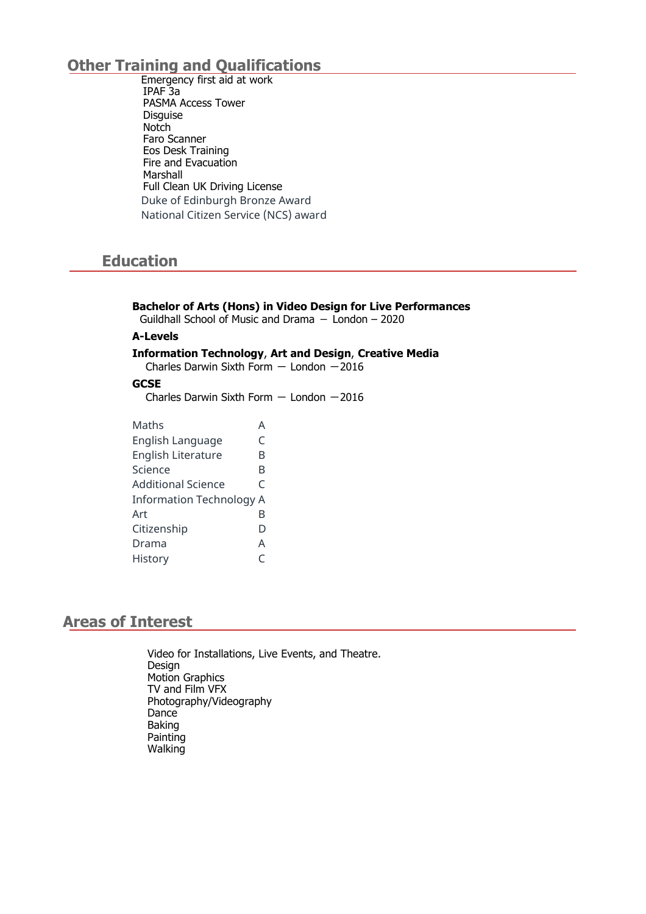## Other Training and Qualifications

Emergency first aid at work
IPAF 3a
PASMA Access Tower
Disguise
Notch
Faro Scanner
Eos Desk Training
Fire and Evacuation
Marshall
Full Clean UK Driving License
Duke of Edinburgh Bronze Award
National Citizen Service (NCS) award

## Education

**Bachelor of Arts (Hons) in Video Design for Live Performances**
Guildhall School of Music and Drama – London – 2020

**A-Levels**

**Information Technology**, **Art and Design**, **Creative Media**
Charles Darwin Sixth Form — London —2016

**GCSE**
Charles Darwin Sixth Form — London —2016

| | |
|---|---|
| Maths | A |
| English Language | C |
| English Literature | B |
| Science | B |
| Additional Science | C |
| Information Technology | A |
| Art | B |
| Citizenship | D |
| Drama | A |
| History | C |

## Areas of Interest

Video for Installations, Live Events, and Theatre.
Design
Motion Graphics
TV and Film VFX
Photography/Videography
Dance
Baking
Painting
Walking